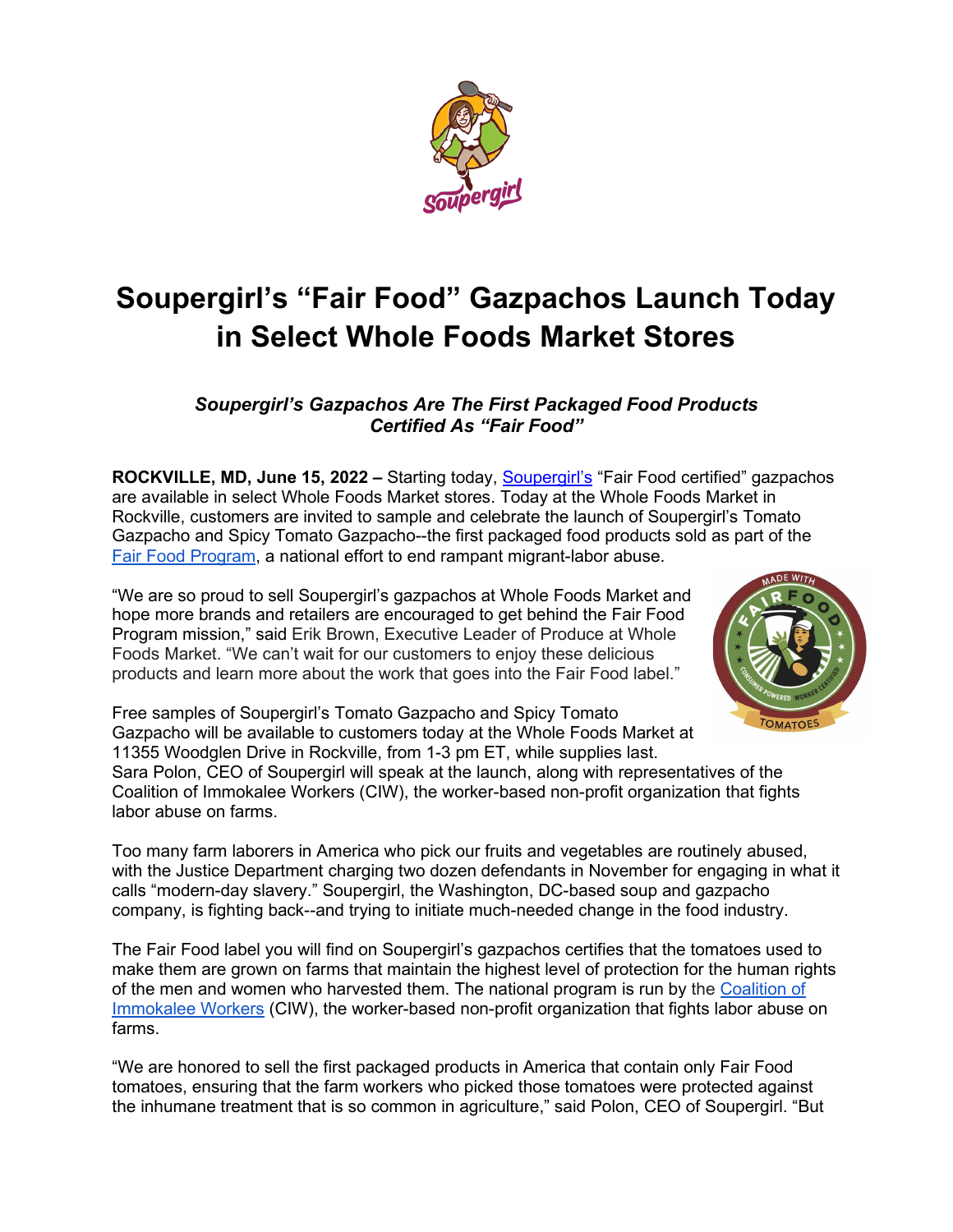# Soupergirl's "Fair Food" Gazpachos Launch Today in Select Whole Foods Market Stores

***Soupergirl's Gazpachos Are The First Packaged Food Products Certified As "Fair Food"***

**ROCKVILLE, MD, June 15, 2022 –** Starting today, Soupergirl's "Fair Food certified" gazpachos are available in select Whole Foods Market stores. Today at the Whole Foods Market in Rockville, customers are invited to sample and celebrate the launch of Soupergirl's Tomato Gazpacho and Spicy Tomato Gazpacho--the first packaged food products sold as part of the Fair Food Program, a national effort to end rampant migrant-labor abuse.

"We are so proud to sell Soupergirl's gazpachos at Whole Foods Market and hope more brands and retailers are encouraged to get behind the Fair Food Program mission," said Erik Brown, Executive Leader of Produce at Whole Foods Market. "We can't wait for our customers to enjoy these delicious products and learn more about the work that goes into the Fair Food label."

Free samples of Soupergirl's Tomato Gazpacho and Spicy Tomato Gazpacho will be available to customers today at the Whole Foods Market at 11355 Woodglen Drive in Rockville, from 1-3 pm ET, while supplies last. Sara Polon, CEO of Soupergirl will speak at the launch, along with representatives of the Coalition of Immokalee Workers (CIW), the worker-based non-profit organization that fights labor abuse on farms.

Too many farm laborers in America who pick our fruits and vegetables are routinely abused, with the Justice Department charging two dozen defendants in November for engaging in what it calls "modern-day slavery." Soupergirl, the Washington, DC-based soup and gazpacho company, is fighting back--and trying to initiate much-needed change in the food industry.

The Fair Food label you will find on Soupergirl's gazpachos certifies that the tomatoes used to make them are grown on farms that maintain the highest level of protection for the human rights of the men and women who harvested them. The national program is run by the Coalition of Immokalee Workers (CIW), the worker-based non-profit organization that fights labor abuse on farms.

"We are honored to sell the first packaged products in America that contain only Fair Food tomatoes, ensuring that the farm workers who picked those tomatoes were protected against the inhumane treatment that is so common in agriculture," said Polon, CEO of Soupergirl. "But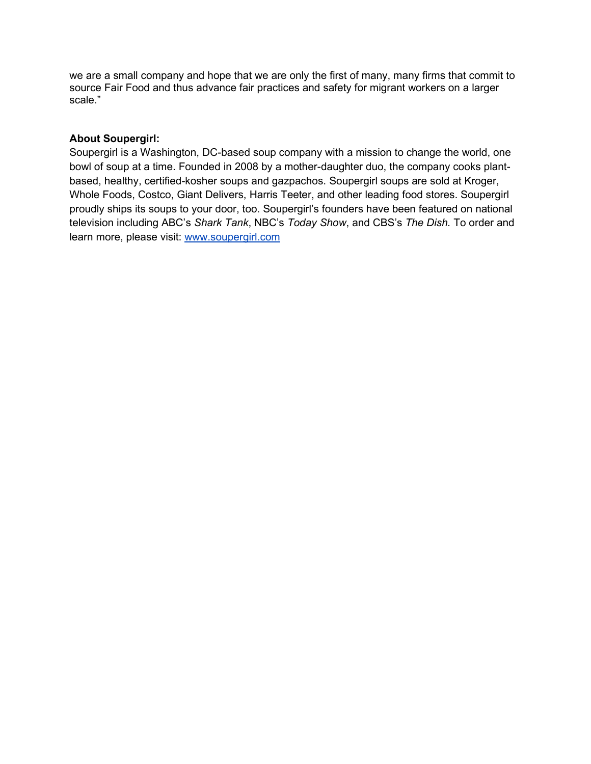we are a small company and hope that we are only the first of many, many firms that commit to source Fair Food and thus advance fair practices and safety for migrant workers on a larger scale."

**About Soupergirl:**

Soupergirl is a Washington, DC-based soup company with a mission to change the world, one bowl of soup at a time. Founded in 2008 by a mother-daughter duo, the company cooks plant-based, healthy, certified-kosher soups and gazpachos. Soupergirl soups are sold at Kroger, Whole Foods, Costco, Giant Delivers, Harris Teeter, and other leading food stores. Soupergirl proudly ships its soups to your door, too. Soupergirl's founders have been featured on national television including ABC's *Shark Tank*, NBC's *Today Show*, and CBS's *The Dish.* To order and learn more, please visit: [www.soupergirl.com](http://www.soupergirl.com)